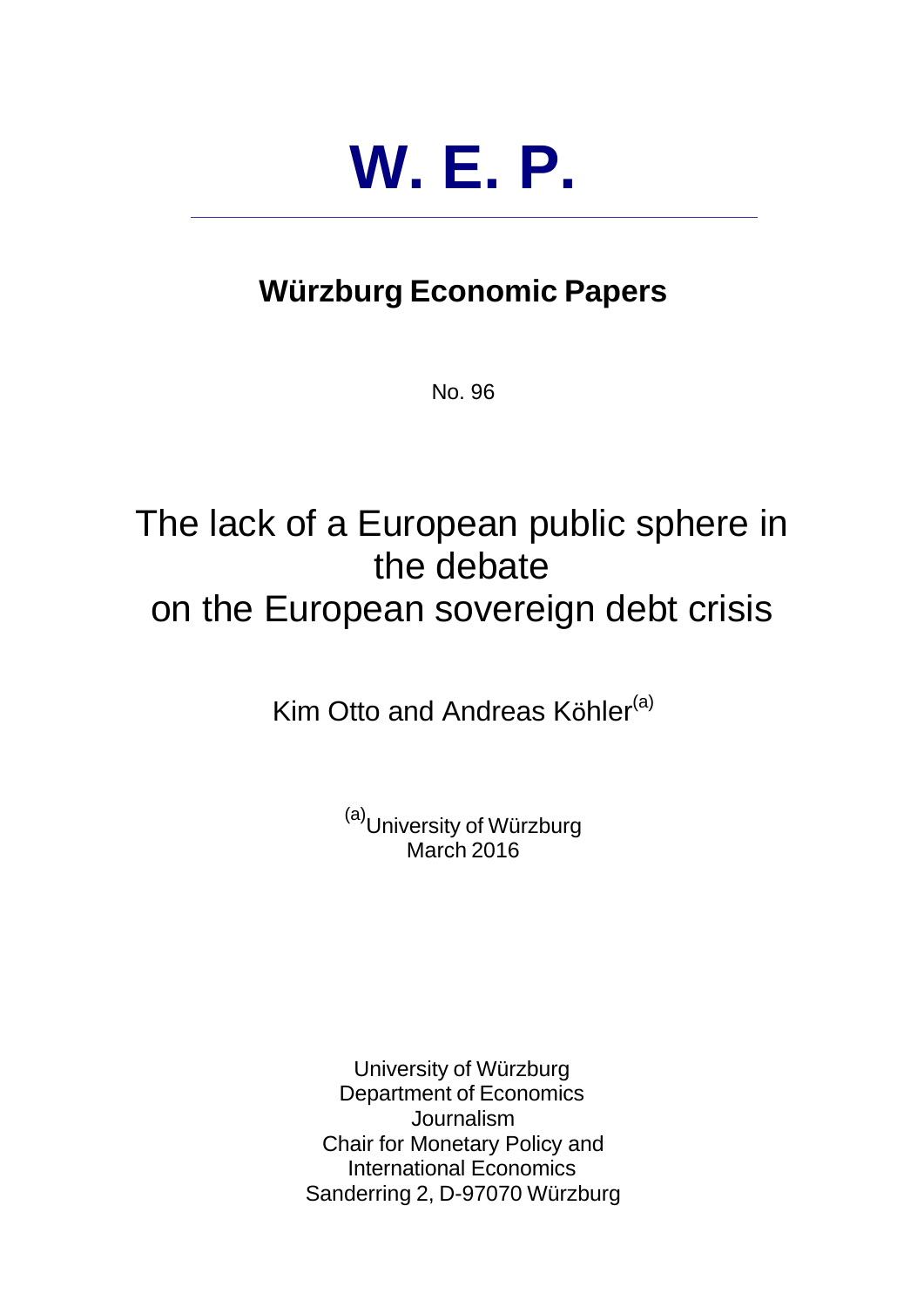# W. E. P.

## Würzburg Economic Papers

No. 96

# The lack of a European public sphere in the debate on the European sovereign debt crisis

Kim Otto and Andreas Köhler[a]

[a]University of Würzburg
March 2016

University of Würzburg
Department of Economics
Journalism
Chair for Monetary Policy and
International Economics
Sanderring 2, D-97070 Würzburg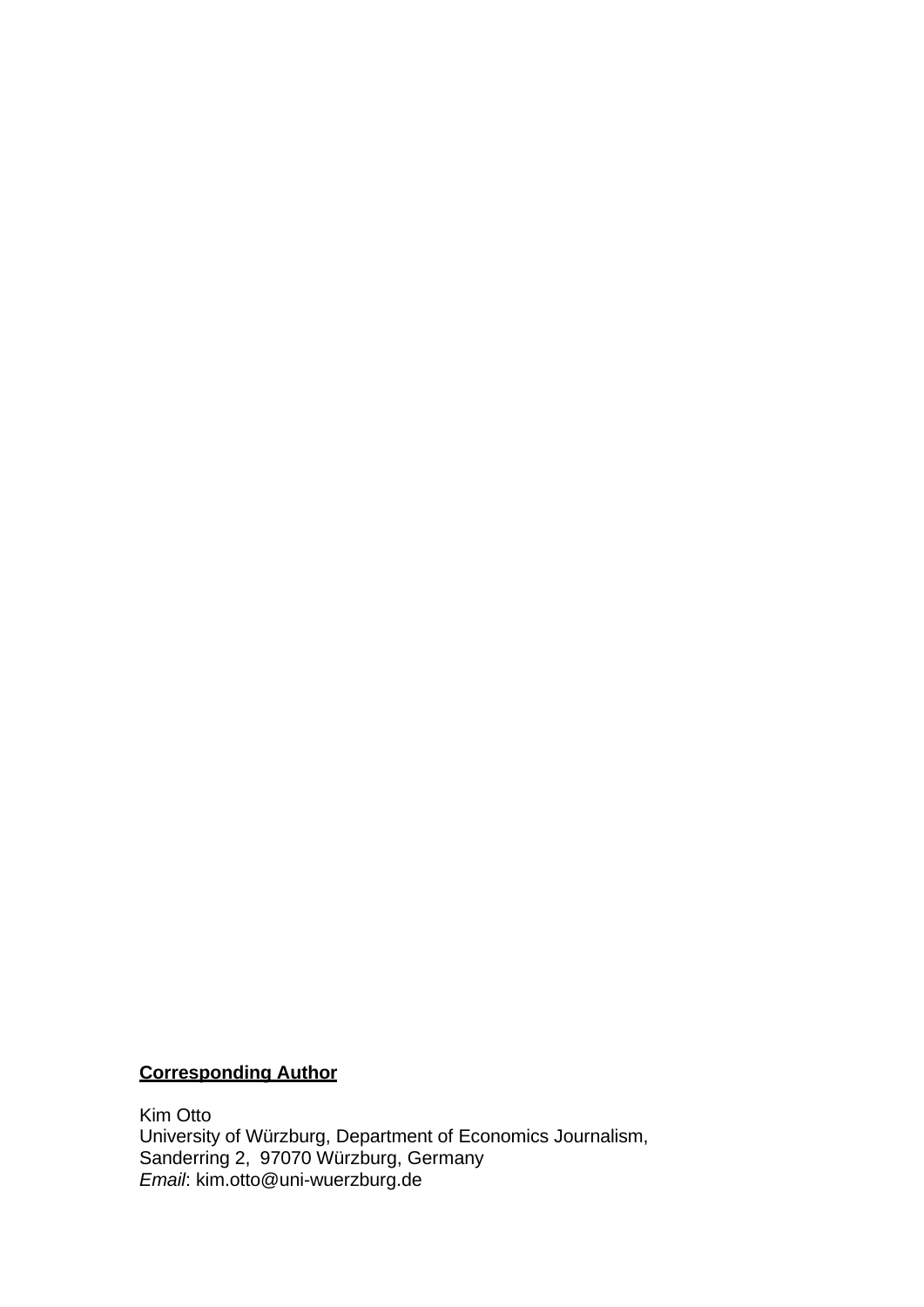**Corresponding Author**

Kim Otto
University of Würzburg, Department of Economics Journalism,
Sanderring 2, 97070 Würzburg, Germany
*Email*: kim.otto@uni-wuerzburg.de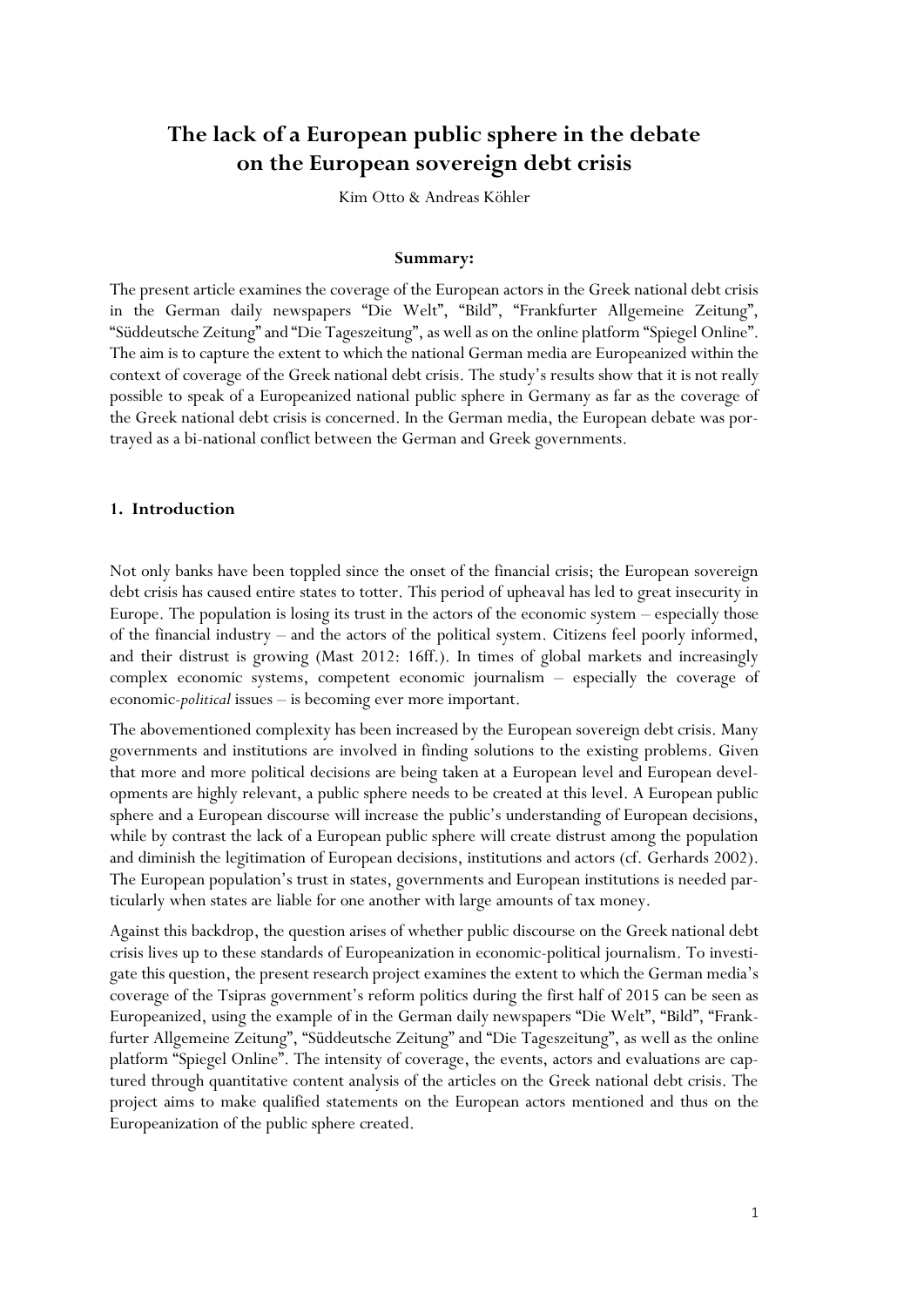# The lack of a European public sphere in the debate on the European sovereign debt crisis

Kim Otto & Andreas Köhler

**Summary:**

The present article examines the coverage of the European actors in the Greek national debt crisis in the German daily newspapers "Die Welt", "Bild", "Frankfurter Allgemeine Zeitung", "Süddeutsche Zeitung" and "Die Tageszeitung", as well as on the online platform "Spiegel Online". The aim is to capture the extent to which the national German media are Europeanized within the context of coverage of the Greek national debt crisis. The study's results show that it is not really possible to speak of a Europeanized national public sphere in Germany as far as the coverage of the Greek national debt crisis is concerned. In the German media, the European debate was portrayed as a bi-national conflict between the German and Greek governments.

## 1. Introduction

Not only banks have been toppled since the onset of the financial crisis; the European sovereign debt crisis has caused entire states to totter. This period of upheaval has led to great insecurity in Europe. The population is losing its trust in the actors of the economic system – especially those of the financial industry – and the actors of the political system. Citizens feel poorly informed, and their distrust is growing (Mast 2012: 16ff.). In times of global markets and increasingly complex economic systems, competent economic journalism – especially the coverage of economic-*political* issues – is becoming ever more important.

The abovementioned complexity has been increased by the European sovereign debt crisis. Many governments and institutions are involved in finding solutions to the existing problems. Given that more and more political decisions are being taken at a European level and European developments are highly relevant, a public sphere needs to be created at this level. A European public sphere and a European discourse will increase the public's understanding of European decisions, while by contrast the lack of a European public sphere will create distrust among the population and diminish the legitimation of European decisions, institutions and actors (cf. Gerhards 2002). The European population's trust in states, governments and European institutions is needed particularly when states are liable for one another with large amounts of tax money.

Against this backdrop, the question arises of whether public discourse on the Greek national debt crisis lives up to these standards of Europeanization in economic-political journalism. To investigate this question, the present research project examines the extent to which the German media's coverage of the Tsipras government's reform politics during the first half of 2015 can be seen as Europeanized, using the example of in the German daily newspapers "Die Welt", "Bild", "Frankfurter Allgemeine Zeitung", "Süddeutsche Zeitung" and "Die Tageszeitung", as well as the online platform "Spiegel Online". The intensity of coverage, the events, actors and evaluations are captured through quantitative content analysis of the articles on the Greek national debt crisis. The project aims to make qualified statements on the European actors mentioned and thus on the Europeanization of the public sphere created.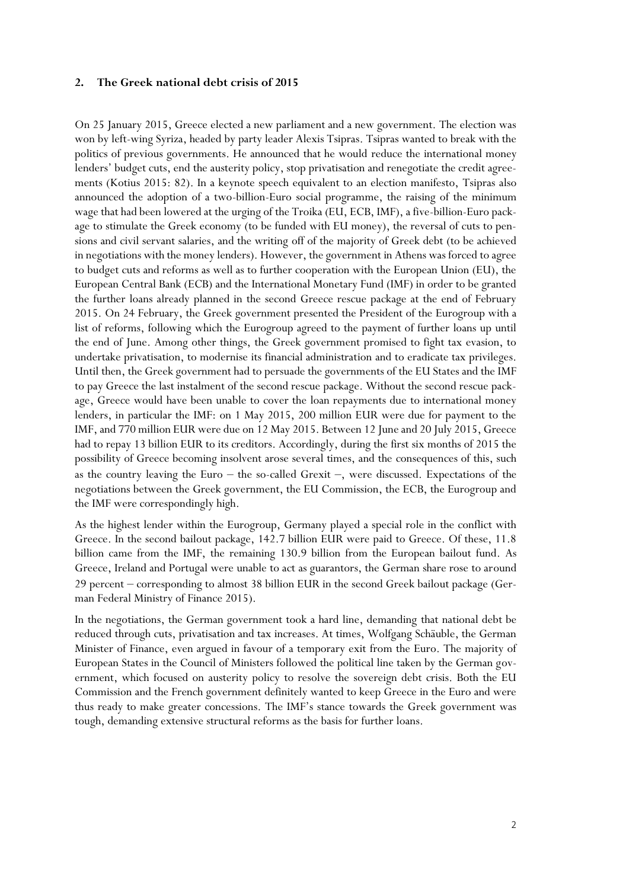## 2. The Greek national debt crisis of 2015

On 25 January 2015, Greece elected a new parliament and a new government. The election was won by left-wing Syriza, headed by party leader Alexis Tsipras. Tsipras wanted to break with the politics of previous governments. He announced that he would reduce the international money lenders' budget cuts, end the austerity policy, stop privatisation and renegotiate the credit agreements (Kotius 2015: 82). In a keynote speech equivalent to an election manifesto, Tsipras also announced the adoption of a two-billion-Euro social programme, the raising of the minimum wage that had been lowered at the urging of the Troika (EU, ECB, IMF), a five-billion-Euro package to stimulate the Greek economy (to be funded with EU money), the reversal of cuts to pensions and civil servant salaries, and the writing off of the majority of Greek debt (to be achieved in negotiations with the money lenders). However, the government in Athens was forced to agree to budget cuts and reforms as well as to further cooperation with the European Union (EU), the European Central Bank (ECB) and the International Monetary Fund (IMF) in order to be granted the further loans already planned in the second Greece rescue package at the end of February 2015. On 24 February, the Greek government presented the President of the Eurogroup with a list of reforms, following which the Eurogroup agreed to the payment of further loans up until the end of June. Among other things, the Greek government promised to fight tax evasion, to undertake privatisation, to modernise its financial administration and to eradicate tax privileges. Until then, the Greek government had to persuade the governments of the EU States and the IMF to pay Greece the last instalment of the second rescue package. Without the second rescue package, Greece would have been unable to cover the loan repayments due to international money lenders, in particular the IMF: on 1 May 2015, 200 million EUR were due for payment to the IMF, and 770 million EUR were due on 12 May 2015. Between 12 June and 20 July 2015, Greece had to repay 13 billion EUR to its creditors. Accordingly, during the first six months of 2015 the possibility of Greece becoming insolvent arose several times, and the consequences of this, such as the country leaving the Euro – the so-called Grexit –, were discussed. Expectations of the negotiations between the Greek government, the EU Commission, the ECB, the Eurogroup and the IMF were correspondingly high.

As the highest lender within the Eurogroup, Germany played a special role in the conflict with Greece. In the second bailout package, 142.7 billion EUR were paid to Greece. Of these, 11.8 billion came from the IMF, the remaining 130.9 billion from the European bailout fund. As Greece, Ireland and Portugal were unable to act as guarantors, the German share rose to around 29 percent – corresponding to almost 38 billion EUR in the second Greek bailout package (German Federal Ministry of Finance 2015).

In the negotiations, the German government took a hard line, demanding that national debt be reduced through cuts, privatisation and tax increases. At times, Wolfgang Schäuble, the German Minister of Finance, even argued in favour of a temporary exit from the Euro. The majority of European States in the Council of Ministers followed the political line taken by the German government, which focused on austerity policy to resolve the sovereign debt crisis. Both the EU Commission and the French government definitely wanted to keep Greece in the Euro and were thus ready to make greater concessions. The IMF's stance towards the Greek government was tough, demanding extensive structural reforms as the basis for further loans.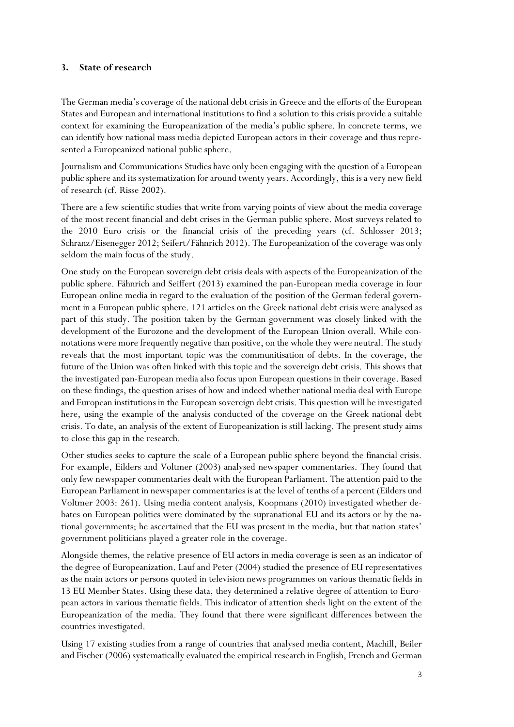## 3. State of research

The German media's coverage of the national debt crisis in Greece and the efforts of the European States and European and international institutions to find a solution to this crisis provide a suitable context for examining the Europeanization of the media's public sphere. In concrete terms, we can identify how national mass media depicted European actors in their coverage and thus represented a Europeanized national public sphere.

Journalism and Communications Studies have only been engaging with the question of a European public sphere and its systematization for around twenty years. Accordingly, this is a very new field of research (cf. Risse 2002).

There are a few scientific studies that write from varying points of view about the media coverage of the most recent financial and debt crises in the German public sphere. Most surveys related to the 2010 Euro crisis or the financial crisis of the preceding years (cf. Schlosser 2013; Schranz/Eisenegger 2012; Seifert/Fähnrich 2012). The Europeanization of the coverage was only seldom the main focus of the study.

One study on the European sovereign debt crisis deals with aspects of the Europeanization of the public sphere. Fähnrich and Seiffert (2013) examined the pan-European media coverage in four European online media in regard to the evaluation of the position of the German federal government in a European public sphere. 121 articles on the Greek national debt crisis were analysed as part of this study. The position taken by the German government was closely linked with the development of the Eurozone and the development of the European Union overall. While connotations were more frequently negative than positive, on the whole they were neutral. The study reveals that the most important topic was the communitisation of debts. In the coverage, the future of the Union was often linked with this topic and the sovereign debt crisis. This shows that the investigated pan-European media also focus upon European questions in their coverage. Based on these findings, the question arises of how and indeed whether national media deal with Europe and European institutions in the European sovereign debt crisis. This question will be investigated here, using the example of the analysis conducted of the coverage on the Greek national debt crisis. To date, an analysis of the extent of Europeanization is still lacking. The present study aims to close this gap in the research.

Other studies seeks to capture the scale of a European public sphere beyond the financial crisis. For example, Eilders and Voltmer (2003) analysed newspaper commentaries. They found that only few newspaper commentaries dealt with the European Parliament. The attention paid to the European Parliament in newspaper commentaries is at the level of tenths of a percent (Eilders und Voltmer 2003: 261). Using media content analysis, Koopmans (2010) investigated whether debates on European politics were dominated by the supranational EU and its actors or by the national governments; he ascertained that the EU was present in the media, but that nation states' government politicians played a greater role in the coverage.

Alongside themes, the relative presence of EU actors in media coverage is seen as an indicator of the degree of Europeanization. Lauf and Peter (2004) studied the presence of EU representatives as the main actors or persons quoted in television news programmes on various thematic fields in 13 EU Member States. Using these data, they determined a relative degree of attention to European actors in various thematic fields. This indicator of attention sheds light on the extent of the Europeanization of the media. They found that there were significant differences between the countries investigated.

Using 17 existing studies from a range of countries that analysed media content, Machill, Beiler and Fischer (2006) systematically evaluated the empirical research in English, French and German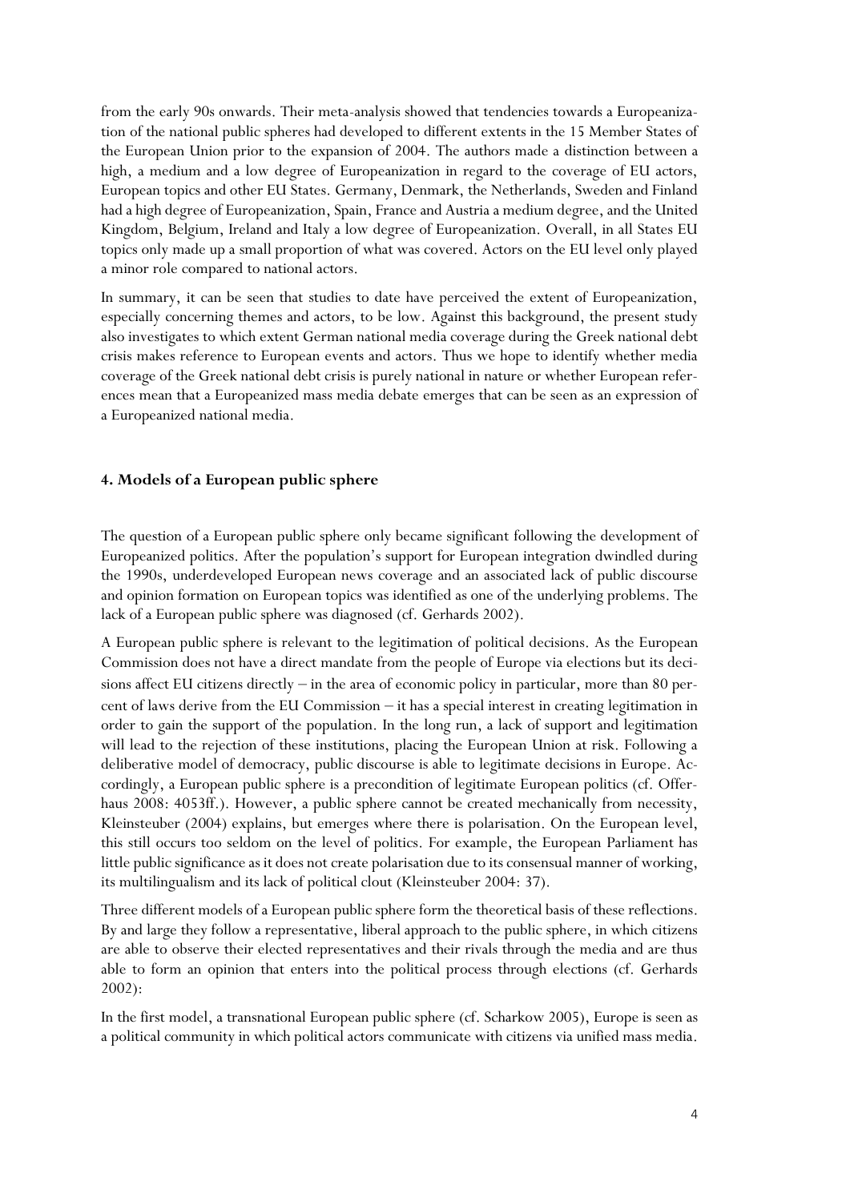from the early 90s onwards. Their meta-analysis showed that tendencies towards a Europeanization of the national public spheres had developed to different extents in the 15 Member States of the European Union prior to the expansion of 2004. The authors made a distinction between a high, a medium and a low degree of Europeanization in regard to the coverage of EU actors, European topics and other EU States. Germany, Denmark, the Netherlands, Sweden and Finland had a high degree of Europeanization, Spain, France and Austria a medium degree, and the United Kingdom, Belgium, Ireland and Italy a low degree of Europeanization. Overall, in all States EU topics only made up a small proportion of what was covered. Actors on the EU level only played a minor role compared to national actors.

In summary, it can be seen that studies to date have perceived the extent of Europeanization, especially concerning themes and actors, to be low. Against this background, the present study also investigates to which extent German national media coverage during the Greek national debt crisis makes reference to European events and actors. Thus we hope to identify whether media coverage of the Greek national debt crisis is purely national in nature or whether European references mean that a Europeanized mass media debate emerges that can be seen as an expression of a Europeanized national media.

## 4. Models of a European public sphere

The question of a European public sphere only became significant following the development of Europeanized politics. After the population's support for European integration dwindled during the 1990s, underdeveloped European news coverage and an associated lack of public discourse and opinion formation on European topics was identified as one of the underlying problems. The lack of a European public sphere was diagnosed (cf. Gerhards 2002).

A European public sphere is relevant to the legitimation of political decisions. As the European Commission does not have a direct mandate from the people of Europe via elections but its decisions affect EU citizens directly – in the area of economic policy in particular, more than 80 percent of laws derive from the EU Commission – it has a special interest in creating legitimation in order to gain the support of the population. In the long run, a lack of support and legitimation will lead to the rejection of these institutions, placing the European Union at risk. Following a deliberative model of democracy, public discourse is able to legitimate decisions in Europe. Accordingly, a European public sphere is a precondition of legitimate European politics (cf. Offerhaus 2008: 4053ff.). However, a public sphere cannot be created mechanically from necessity, Kleinsteuber (2004) explains, but emerges where there is polarisation. On the European level, this still occurs too seldom on the level of politics. For example, the European Parliament has little public significance as it does not create polarisation due to its consensual manner of working, its multilingualism and its lack of political clout (Kleinsteuber 2004: 37).

Three different models of a European public sphere form the theoretical basis of these reflections. By and large they follow a representative, liberal approach to the public sphere, in which citizens are able to observe their elected representatives and their rivals through the media and are thus able to form an opinion that enters into the political process through elections (cf. Gerhards 2002):

In the first model, a transnational European public sphere (cf. Scharkow 2005), Europe is seen as a political community in which political actors communicate with citizens via unified mass media.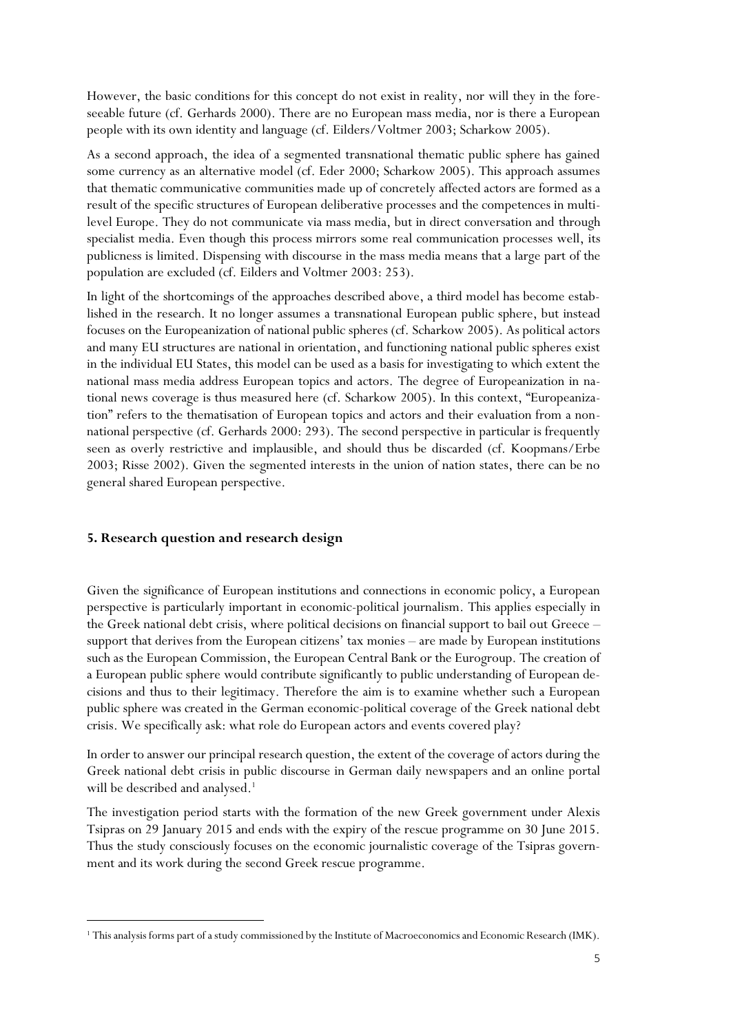However, the basic conditions for this concept do not exist in reality, nor will they in the foreseeable future (cf. Gerhards 2000). There are no European mass media, nor is there a European people with its own identity and language (cf. Eilders/Voltmer 2003; Scharkow 2005).

As a second approach, the idea of a segmented transnational thematic public sphere has gained some currency as an alternative model (cf. Eder 2000; Scharkow 2005). This approach assumes that thematic communicative communities made up of concretely affected actors are formed as a result of the specific structures of European deliberative processes and the competences in multi-level Europe. They do not communicate via mass media, but in direct conversation and through specialist media. Even though this process mirrors some real communication processes well, its publicness is limited. Dispensing with discourse in the mass media means that a large part of the population are excluded (cf. Eilders and Voltmer 2003: 253).

In light of the shortcomings of the approaches described above, a third model has become established in the research. It no longer assumes a transnational European public sphere, but instead focuses on the Europeanization of national public spheres (cf. Scharkow 2005). As political actors and many EU structures are national in orientation, and functioning national public spheres exist in the individual EU States, this model can be used as a basis for investigating to which extent the national mass media address European topics and actors. The degree of Europeanization in national news coverage is thus measured here (cf. Scharkow 2005). In this context, "Europeanization" refers to the thematisation of European topics and actors and their evaluation from a non-national perspective (cf. Gerhards 2000: 293). The second perspective in particular is frequently seen as overly restrictive and implausible, and should thus be discarded (cf. Koopmans/Erbe 2003; Risse 2002). Given the segmented interests in the union of nation states, there can be no general shared European perspective.

## 5. Research question and research design

Given the significance of European institutions and connections in economic policy, a European perspective is particularly important in economic-political journalism. This applies especially in the Greek national debt crisis, where political decisions on financial support to bail out Greece – support that derives from the European citizens' tax monies – are made by European institutions such as the European Commission, the European Central Bank or the Eurogroup. The creation of a European public sphere would contribute significantly to public understanding of European decisions and thus to their legitimacy. Therefore the aim is to examine whether such a European public sphere was created in the German economic-political coverage of the Greek national debt crisis. We specifically ask: what role do European actors and events covered play?

In order to answer our principal research question, the extent of the coverage of actors during the Greek national debt crisis in public discourse in German daily newspapers and an online portal will be described and analysed.[1]

The investigation period starts with the formation of the new Greek government under Alexis Tsipras on 29 January 2015 and ends with the expiry of the rescue programme on 30 June 2015. Thus the study consciously focuses on the economic journalistic coverage of the Tsipras government and its work during the second Greek rescue programme.

[1] This analysis forms part of a study commissioned by the Institute of Macroeconomics and Economic Research (IMK).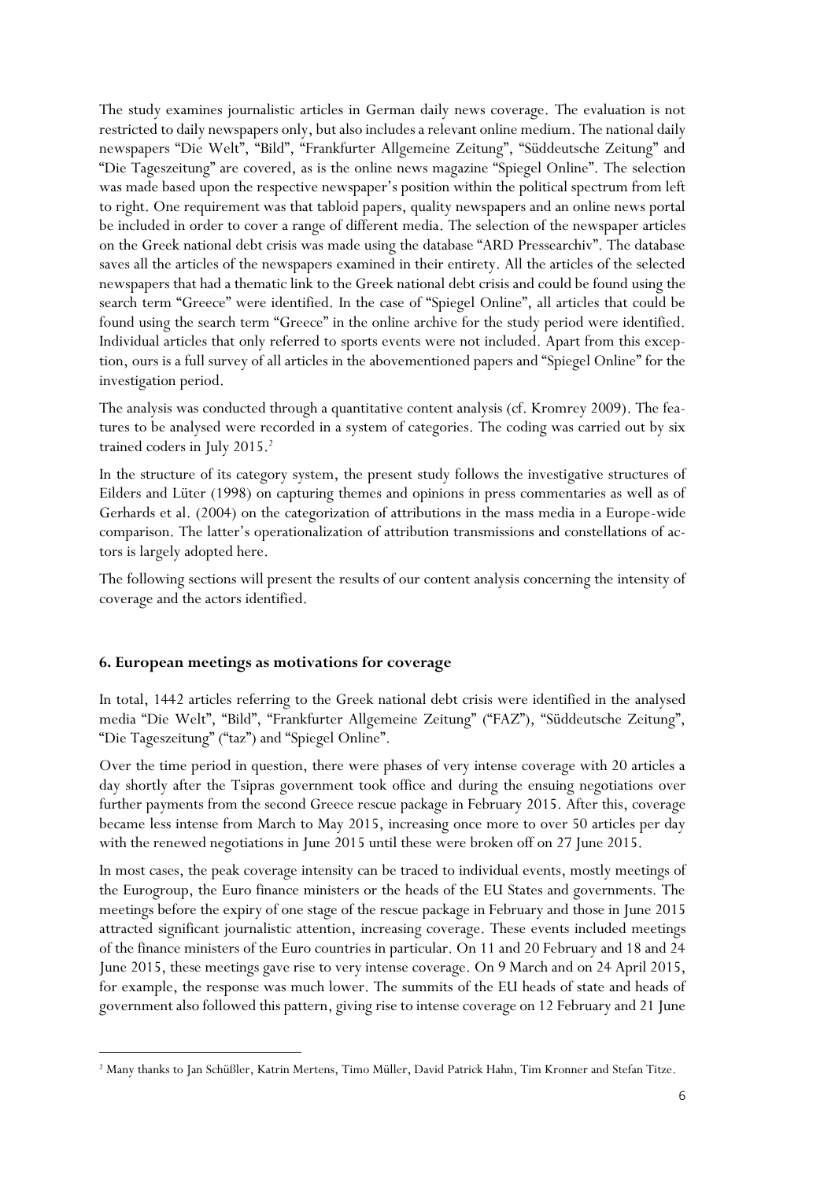The study examines journalistic articles in German daily news coverage. The evaluation is not restricted to daily newspapers only, but also includes a relevant online medium. The national daily newspapers "Die Welt", "Bild", "Frankfurter Allgemeine Zeitung", "Süddeutsche Zeitung" and "Die Tageszeitung" are covered, as is the online news magazine "Spiegel Online". The selection was made based upon the respective newspaper's position within the political spectrum from left to right. One requirement was that tabloid papers, quality newspapers and an online news portal be included in order to cover a range of different media. The selection of the newspaper articles on the Greek national debt crisis was made using the database "ARD Pressearchiv". The database saves all the articles of the newspapers examined in their entirety. All the articles of the selected newspapers that had a thematic link to the Greek national debt crisis and could be found using the search term "Greece" were identified. In the case of "Spiegel Online", all articles that could be found using the search term "Greece" in the online archive for the study period were identified. Individual articles that only referred to sports events were not included. Apart from this exception, ours is a full survey of all articles in the abovementioned papers and "Spiegel Online" for the investigation period.

The analysis was conducted through a quantitative content analysis (cf. Kromrey 2009). The features to be analysed were recorded in a system of categories. The coding was carried out by six trained coders in July 2015.[2]

In the structure of its category system, the present study follows the investigative structures of Eilders and Lüter (1998) on capturing themes and opinions in press commentaries as well as of Gerhards et al. (2004) on the categorization of attributions in the mass media in a Europe-wide comparison. The latter's operationalization of attribution transmissions and constellations of actors is largely adopted here.

The following sections will present the results of our content analysis concerning the intensity of coverage and the actors identified.

## 6. European meetings as motivations for coverage

In total, 1442 articles referring to the Greek national debt crisis were identified in the analysed media "Die Welt", "Bild", "Frankfurter Allgemeine Zeitung" ("FAZ"), "Süddeutsche Zeitung", "Die Tageszeitung" ("taz") and "Spiegel Online".

Over the time period in question, there were phases of very intense coverage with 20 articles a day shortly after the Tsipras government took office and during the ensuing negotiations over further payments from the second Greece rescue package in February 2015. After this, coverage became less intense from March to May 2015, increasing once more to over 50 articles per day with the renewed negotiations in June 2015 until these were broken off on 27 June 2015.

In most cases, the peak coverage intensity can be traced to individual events, mostly meetings of the Eurogroup, the Euro finance ministers or the heads of the EU States and governments. The meetings before the expiry of one stage of the rescue package in February and those in June 2015 attracted significant journalistic attention, increasing coverage. These events included meetings of the finance ministers of the Euro countries in particular. On 11 and 20 February and 18 and 24 June 2015, these meetings gave rise to very intense coverage. On 9 March and on 24 April 2015, for example, the response was much lower. The summits of the EU heads of state and heads of government also followed this pattern, giving rise to intense coverage on 12 February and 21 June

[2] Many thanks to Jan Schüßler, Katrin Mertens, Timo Müller, David Patrick Hahn, Tim Kronner and Stefan Titze.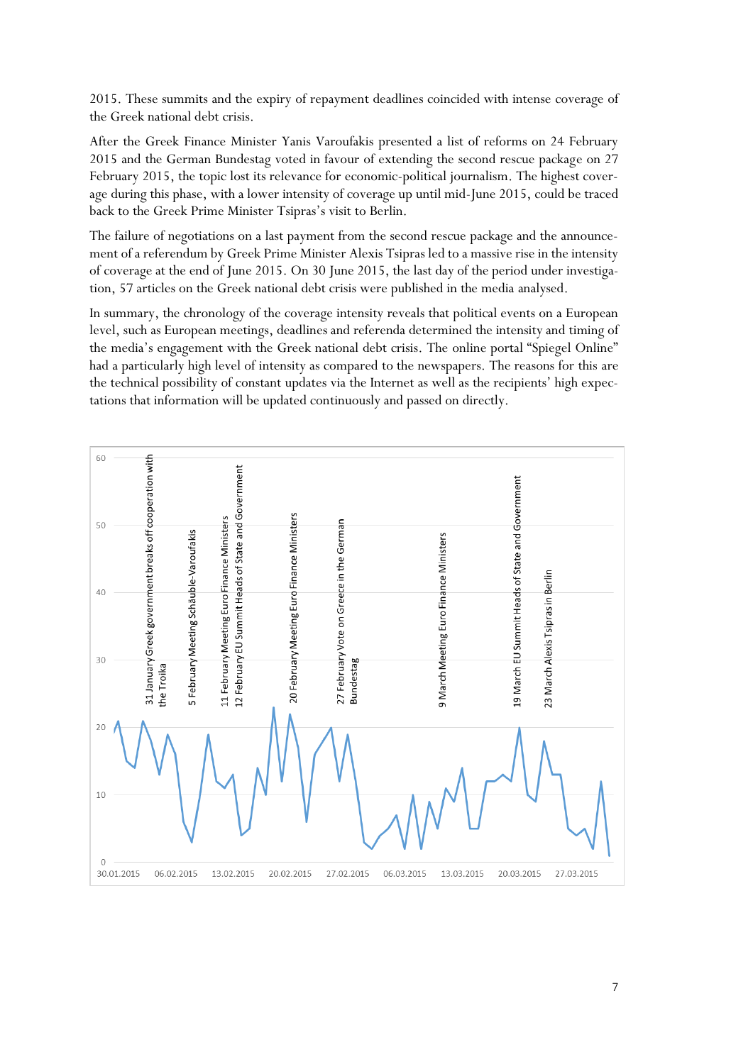2015. These summits and the expiry of repayment deadlines coincided with intense coverage of the Greek national debt crisis.

After the Greek Finance Minister Yanis Varoufakis presented a list of reforms on 24 February 2015 and the German Bundestag voted in favour of extending the second rescue package on 27 February 2015, the topic lost its relevance for economic-political journalism. The highest coverage during this phase, with a lower intensity of coverage up until mid-June 2015, could be traced back to the Greek Prime Minister Tsipras's visit to Berlin.

The failure of negotiations on a last payment from the second rescue package and the announcement of a referendum by Greek Prime Minister Alexis Tsipras led to a massive rise in the intensity of coverage at the end of June 2015. On 30 June 2015, the last day of the period under investigation, 57 articles on the Greek national debt crisis were published in the media analysed.

In summary, the chronology of the coverage intensity reveals that political events on a European level, such as European meetings, deadlines and referenda determined the intensity and timing of the media's engagement with the Greek national debt crisis. The online portal "Spiegel Online" had a particularly high level of intensity as compared to the newspapers. The reasons for this are the technical possibility of constant updates via the Internet as well as the recipients' high expectations that information will be updated continuously and passed on directly.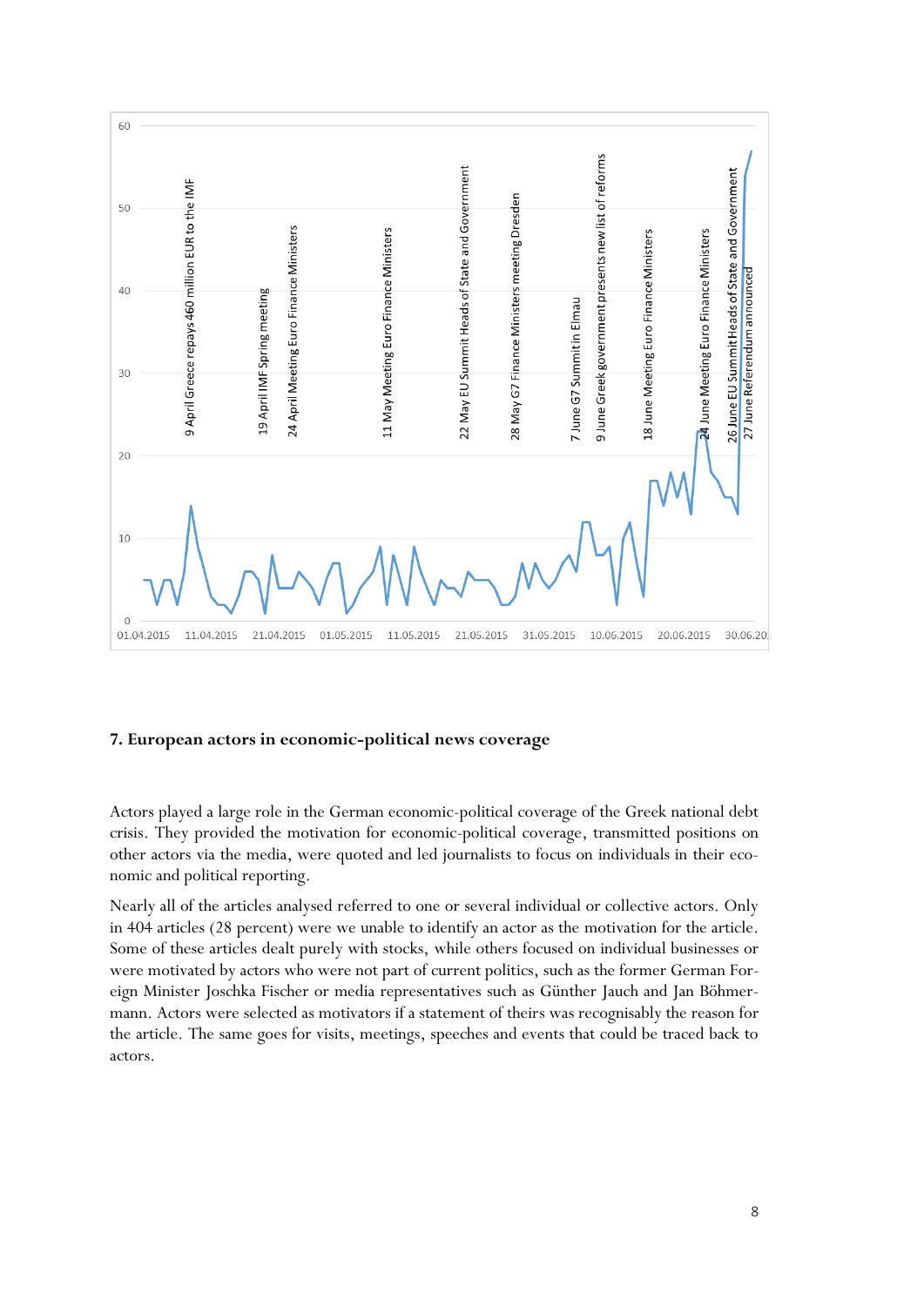## 7. European actors in economic-political news coverage

Actors played a large role in the German economic-political coverage of the Greek national debt crisis. They provided the motivation for economic-political coverage, transmitted positions on other actors via the media, were quoted and led journalists to focus on individuals in their economic and political reporting.

Nearly all of the articles analysed referred to one or several individual or collective actors. Only in 404 articles (28 percent) were we unable to identify an actor as the motivation for the article. Some of these articles dealt purely with stocks, while others focused on individual businesses or were motivated by actors who were not part of current politics, such as the former German Foreign Minister Joschka Fischer or media representatives such as Günther Jauch and Jan Böhmermann. Actors were selected as motivators if a statement of theirs was recognisably the reason for the article. The same goes for visits, meetings, speeches and events that could be traced back to actors.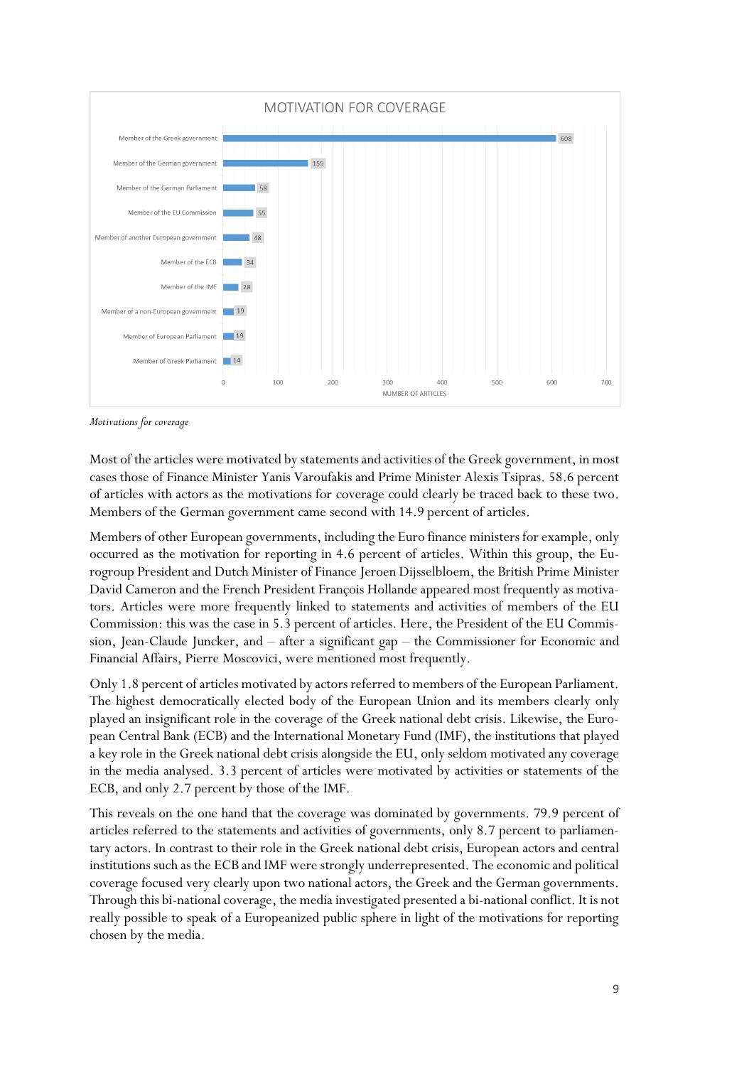**MOTIVATION FOR COVERAGE**

| Actor | Number of articles |
|---|---|
| Member of the Greek government | 608 |
| Member of the German government | 155 |
| Member of the German Parliament | 58 |
| Member of the EU Commission | 55 |
| Member of another European government | 48 |
| Member of the ECB | 34 |
| Member of the IMF | 28 |
| Member of a non-European government | 19 |
| Member of European Parliament | 19 |
| Member of Greek Parliament | 14 |

*Motivations for coverage*

Most of the articles were motivated by statements and activities of the Greek government, in most cases those of Finance Minister Yanis Varoufakis and Prime Minister Alexis Tsipras. 58.6 percent of articles with actors as the motivations for coverage could clearly be traced back to these two. Members of the German government came second with 14.9 percent of articles.

Members of other European governments, including the Euro finance ministers for example, only occurred as the motivation for reporting in 4.6 percent of articles. Within this group, the Eurogroup President and Dutch Minister of Finance Jeroen Dijsselbloem, the British Prime Minister David Cameron and the French President François Hollande appeared most frequently as motivators. Articles were more frequently linked to statements and activities of members of the EU Commission: this was the case in 5.3 percent of articles. Here, the President of the EU Commission, Jean-Claude Juncker, and – after a significant gap – the Commissioner for Economic and Financial Affairs, Pierre Moscovici, were mentioned most frequently.

Only 1.8 percent of articles motivated by actors referred to members of the European Parliament. The highest democratically elected body of the European Union and its members clearly only played an insignificant role in the coverage of the Greek national debt crisis. Likewise, the European Central Bank (ECB) and the International Monetary Fund (IMF), the institutions that played a key role in the Greek national debt crisis alongside the EU, only seldom motivated any coverage in the media analysed. 3.3 percent of articles were motivated by activities or statements of the ECB, and only 2.7 percent by those of the IMF.

This reveals on the one hand that the coverage was dominated by governments. 79.9 percent of articles referred to the statements and activities of governments, only 8.7 percent to parliamentary actors. In contrast to their role in the Greek national debt crisis, European actors and central institutions such as the ECB and IMF were strongly underrepresented. The economic and political coverage focused very clearly upon two national actors, the Greek and the German governments. Through this bi-national coverage, the media investigated presented a bi-national conflict. It is not really possible to speak of a Europeanized public sphere in light of the motivations for reporting chosen by the media.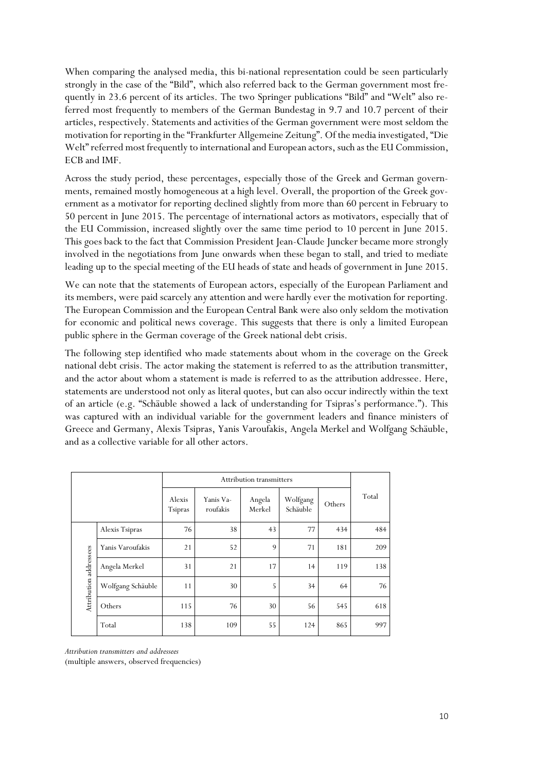When comparing the analysed media, this bi-national representation could be seen particularly strongly in the case of the "Bild", which also referred back to the German government most frequently in 23.6 percent of its articles. The two Springer publications "Bild" and "Welt" also referred most frequently to members of the German Bundestag in 9.7 and 10.7 percent of their articles, respectively. Statements and activities of the German government were most seldom the motivation for reporting in the "Frankfurter Allgemeine Zeitung". Of the media investigated, "Die Welt" referred most frequently to international and European actors, such as the EU Commission, ECB and IMF.

Across the study period, these percentages, especially those of the Greek and German governments, remained mostly homogeneous at a high level. Overall, the proportion of the Greek government as a motivator for reporting declined slightly from more than 60 percent in February to 50 percent in June 2015. The percentage of international actors as motivators, especially that of the EU Commission, increased slightly over the same time period to 10 percent in June 2015. This goes back to the fact that Commission President Jean-Claude Juncker became more strongly involved in the negotiations from June onwards when these began to stall, and tried to mediate leading up to the special meeting of the EU heads of state and heads of government in June 2015.

We can note that the statements of European actors, especially of the European Parliament and its members, were paid scarcely any attention and were hardly ever the motivation for reporting. The European Commission and the European Central Bank were also only seldom the motivation for economic and political news coverage. This suggests that there is only a limited European public sphere in the German coverage of the Greek national debt crisis.

The following step identified who made statements about whom in the coverage on the Greek national debt crisis. The actor making the statement is referred to as the attribution transmitter, and the actor about whom a statement is made is referred to as the attribution addressee. Here, statements are understood not only as literal quotes, but can also occur indirectly within the text of an article (e.g. "Schäuble showed a lack of understanding for Tsipras's performance."). This was captured with an individual variable for the government leaders and finance ministers of Greece and Germany, Alexis Tsipras, Yanis Varoufakis, Angela Merkel and Wolfgang Schäuble, and as a collective variable for all other actors.

| | | Attribution transmitters | | | | | Total |
|---|---|---|---|---|---|---|---|
| | | Alexis Tsipras | Yanis Varoufakis | Angela Merkel | Wolfgang Schäuble | Others | |
| Attribution addressees | Alexis Tsipras | 76 | 38 | 43 | 77 | 434 | 484 |
| | Yanis Varoufakis | 21 | 52 | 9 | 71 | 181 | 209 |
| | Angela Merkel | 31 | 21 | 17 | 14 | 119 | 138 |
| | Wolfgang Schäuble | 11 | 30 | 5 | 34 | 64 | 76 |
| | Others | 115 | 76 | 30 | 56 | 545 | 618 |
| | Total | 138 | 109 | 55 | 124 | 865 | 997 |

*Attribution transmitters and addressees*
(multiple answers, observed frequencies)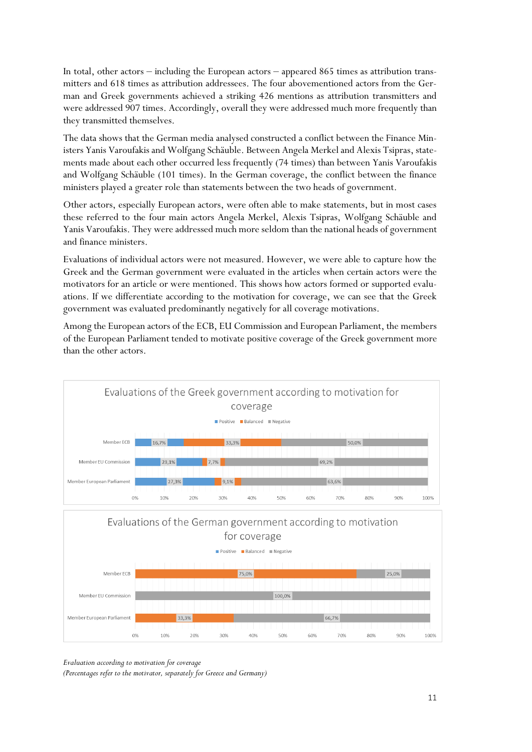In total, other actors – including the European actors – appeared 865 times as attribution transmitters and 618 times as attribution addressees. The four abovementioned actors from the German and Greek governments achieved a striking 426 mentions as attribution transmitters and were addressed 907 times. Accordingly, overall they were addressed much more frequently than they transmitted themselves.

The data shows that the German media analysed constructed a conflict between the Finance Ministers Yanis Varoufakis and Wolfgang Schäuble. Between Angela Merkel and Alexis Tsipras, statements made about each other occurred less frequently (74 times) than between Yanis Varoufakis and Wolfgang Schäuble (101 times). In the German coverage, the conflict between the finance ministers played a greater role than statements between the two heads of government.

Other actors, especially European actors, were often able to make statements, but in most cases these referred to the four main actors Angela Merkel, Alexis Tsipras, Wolfgang Schäuble and Yanis Varoufakis. They were addressed much more seldom than the national heads of government and finance ministers.

Evaluations of individual actors were not measured. However, we were able to capture how the Greek and the German government were evaluated in the articles when certain actors were the motivators for an article or were mentioned. This shows how actors formed or supported evaluations. If we differentiate according to the motivation for coverage, we can see that the Greek government was evaluated predominantly negatively for all coverage motivations.

Among the European actors of the ECB, EU Commission and European Parliament, the members of the European Parliament tended to motivate positive coverage of the Greek government more than the other actors.

**Evaluations of the Greek government according to motivation for coverage**

| | Positive | Balanced | Negative |
|---|---|---|---|
| Member ECB | 16,7% | 33,3% | 50,0% |
| Member EU Commission | 23,1% | 7,7% | 69,2% |
| Member European Parliament | 27,3% | 9,1% | 63,6% |

**Evaluations of the German government according to motivation for coverage**

| | Positive | Balanced | Negative |
|---|---|---|---|
| Member ECB | | 75,0% | 25,0% |
| Member EU Commission | | | 100,0% |
| Member European Parliament | | 33,3% | 66,7% |

*Evaluation according to motivation for coverage*
*(Percentages refer to the motivator, separately for Greece and Germany)*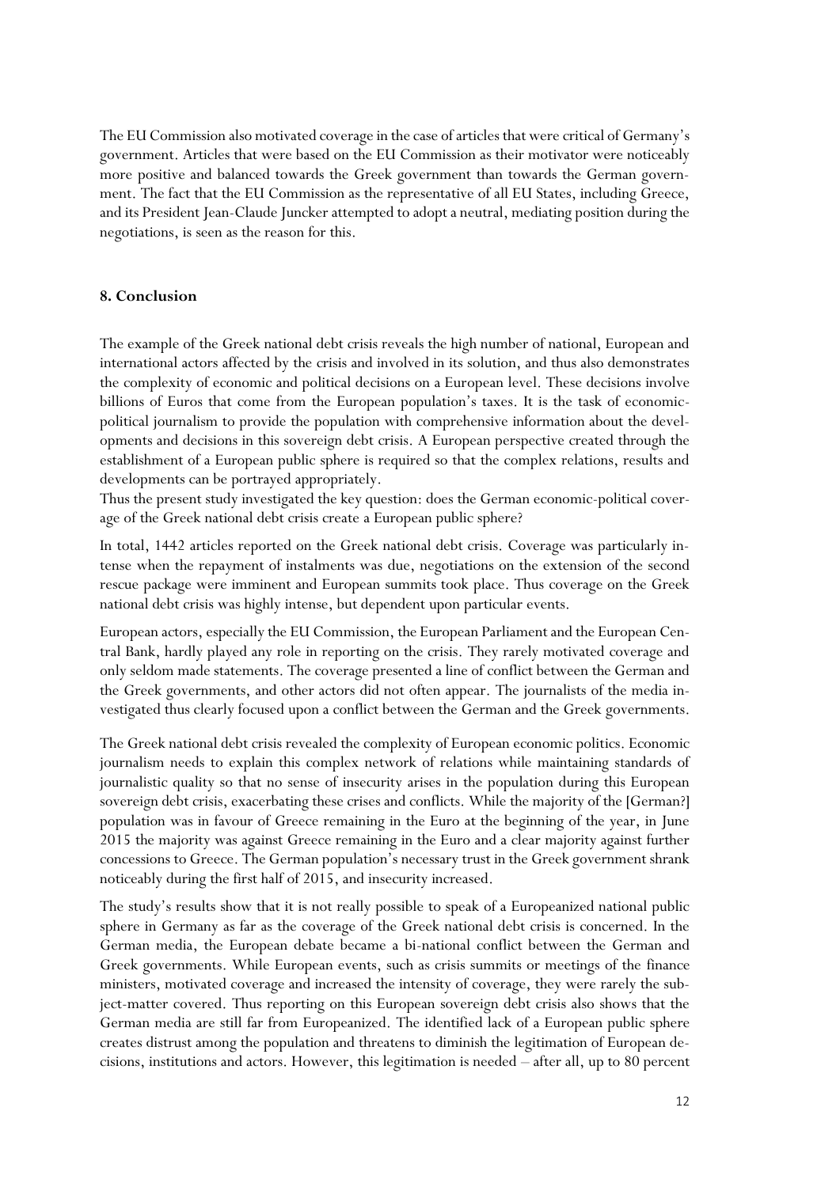The EU Commission also motivated coverage in the case of articles that were critical of Germany's government. Articles that were based on the EU Commission as their motivator were noticeably more positive and balanced towards the Greek government than towards the German government. The fact that the EU Commission as the representative of all EU States, including Greece, and its President Jean-Claude Juncker attempted to adopt a neutral, mediating position during the negotiations, is seen as the reason for this.

## 8. Conclusion

The example of the Greek national debt crisis reveals the high number of national, European and international actors affected by the crisis and involved in its solution, and thus also demonstrates the complexity of economic and political decisions on a European level. These decisions involve billions of Euros that come from the European population's taxes. It is the task of economic-political journalism to provide the population with comprehensive information about the developments and decisions in this sovereign debt crisis. A European perspective created through the establishment of a European public sphere is required so that the complex relations, results and developments can be portrayed appropriately.

Thus the present study investigated the key question: does the German economic-political coverage of the Greek national debt crisis create a European public sphere?

In total, 1442 articles reported on the Greek national debt crisis. Coverage was particularly intense when the repayment of instalments was due, negotiations on the extension of the second rescue package were imminent and European summits took place. Thus coverage on the Greek national debt crisis was highly intense, but dependent upon particular events.

European actors, especially the EU Commission, the European Parliament and the European Central Bank, hardly played any role in reporting on the crisis. They rarely motivated coverage and only seldom made statements. The coverage presented a line of conflict between the German and the Greek governments, and other actors did not often appear. The journalists of the media investigated thus clearly focused upon a conflict between the German and the Greek governments.

The Greek national debt crisis revealed the complexity of European economic politics. Economic journalism needs to explain this complex network of relations while maintaining standards of journalistic quality so that no sense of insecurity arises in the population during this European sovereign debt crisis, exacerbating these crises and conflicts. While the majority of the [German?] population was in favour of Greece remaining in the Euro at the beginning of the year, in June 2015 the majority was against Greece remaining in the Euro and a clear majority against further concessions to Greece. The German population's necessary trust in the Greek government shrank noticeably during the first half of 2015, and insecurity increased.

The study's results show that it is not really possible to speak of a Europeanized national public sphere in Germany as far as the coverage of the Greek national debt crisis is concerned. In the German media, the European debate became a bi-national conflict between the German and Greek governments. While European events, such as crisis summits or meetings of the finance ministers, motivated coverage and increased the intensity of coverage, they were rarely the subject-matter covered. Thus reporting on this European sovereign debt crisis also shows that the German media are still far from Europeanized. The identified lack of a European public sphere creates distrust among the population and threatens to diminish the legitimation of European decisions, institutions and actors. However, this legitimation is needed – after all, up to 80 percent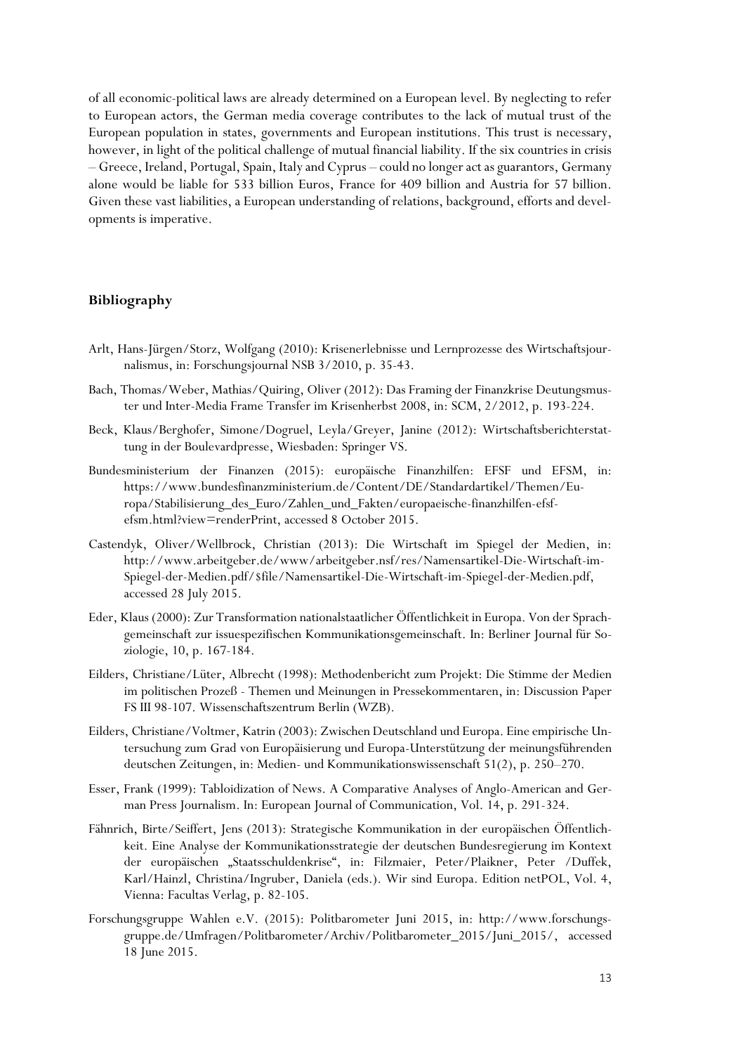of all economic-political laws are already determined on a European level. By neglecting to refer to European actors, the German media coverage contributes to the lack of mutual trust of the European population in states, governments and European institutions. This trust is necessary, however, in light of the political challenge of mutual financial liability. If the six countries in crisis – Greece, Ireland, Portugal, Spain, Italy and Cyprus – could no longer act as guarantors, Germany alone would be liable for 533 billion Euros, France for 409 billion and Austria for 57 billion. Given these vast liabilities, a European understanding of relations, background, efforts and developments is imperative.

## Bibliography

Arlt, Hans-Jürgen/Storz, Wolfgang (2010): Krisenerlebnisse und Lernprozesse des Wirtschaftsjournalismus, in: Forschungsjournal NSB 3/2010, p. 35-43.

Bach, Thomas/Weber, Mathias/Quiring, Oliver (2012): Das Framing der Finanzkrise Deutungsmuster und Inter-Media Frame Transfer im Krisenherbst 2008, in: SCM, 2/2012, p. 193-224.

Beck, Klaus/Berghofer, Simone/Dogruel, Leyla/Greyer, Janine (2012): Wirtschaftsberichterstattung in der Boulevardpresse, Wiesbaden: Springer VS.

Bundesministerium der Finanzen (2015): europäische Finanzhilfen: EFSF und EFSM, in: https://www.bundesfinanzministerium.de/Content/DE/Standardartikel/Themen/Europa/Stabilisierung_des_Euro/Zahlen_und_Fakten/europaeische-finanzhilfen-efsf-efsm.html?view=renderPrint, accessed 8 October 2015.

Castendyk, Oliver/Wellbrock, Christian (2013): Die Wirtschaft im Spiegel der Medien, in: http://www.arbeitgeber.de/www/arbeitgeber.nsf/res/Namensartikel-Die-Wirtschaft-im-Spiegel-der-Medien.pdf/$file/Namensartikel-Die-Wirtschaft-im-Spiegel-der-Medien.pdf, accessed 28 July 2015.

Eder, Klaus (2000): Zur Transformation nationalstaatlicher Öffentlichkeit in Europa. Von der Sprachgemeinschaft zur issuespezifischen Kommunikationsgemeinschaft. In: Berliner Journal für Soziologie, 10, p. 167-184.

Eilders, Christiane/Lüter, Albrecht (1998): Methodenbericht zum Projekt: Die Stimme der Medien im politischen Prozeß - Themen und Meinungen in Pressekommentaren, in: Discussion Paper FS III 98-107. Wissenschaftszentrum Berlin (WZB).

Eilders, Christiane/Voltmer, Katrin (2003): Zwischen Deutschland und Europa. Eine empirische Untersuchung zum Grad von Europäisierung und Europa-Unterstützung der meinungsführenden deutschen Zeitungen, in: Medien- und Kommunikationswissenschaft 51(2), p. 250–270.

Esser, Frank (1999): Tabloidization of News. A Comparative Analyses of Anglo-American and German Press Journalism. In: European Journal of Communication, Vol. 14, p. 291-324.

Fähnrich, Birte/Seiffert, Jens (2013): Strategische Kommunikation in der europäischen Öffentlichkeit. Eine Analyse der Kommunikationsstrategie der deutschen Bundesregierung im Kontext der europäischen „Staatsschuldenkrise", in: Filzmaier, Peter/Plaikner, Peter /Duffek, Karl/Hainzl, Christina/Ingruber, Daniela (eds.). Wir sind Europa. Edition netPOL, Vol. 4, Vienna: Facultas Verlag, p. 82-105.

Forschungsgruppe Wahlen e.V. (2015): Politbarometer Juni 2015, in: http://www.forschungsgruppe.de/Umfragen/Politbarometer/Archiv/Politbarometer_2015/Juni_2015/, accessed 18 June 2015.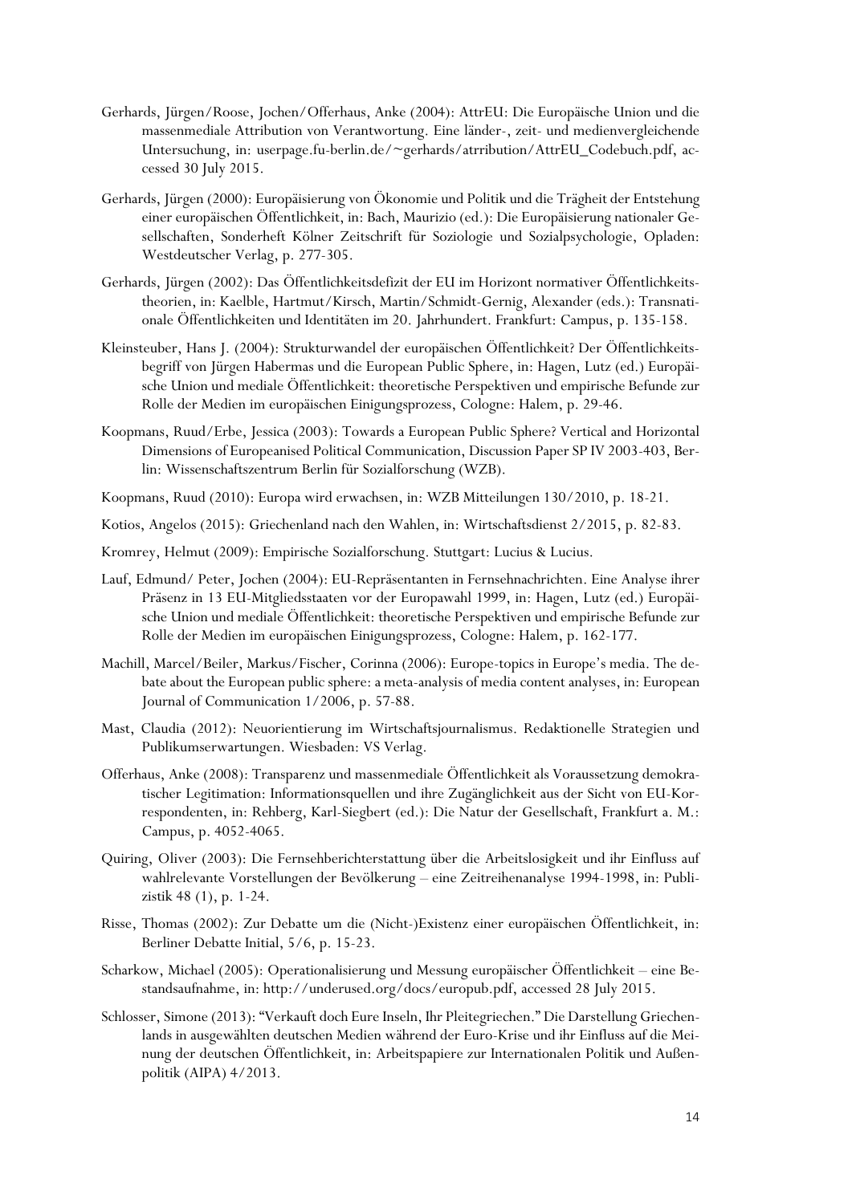Gerhards, Jürgen/Roose, Jochen/Offerhaus, Anke (2004): AttrEU: Die Europäische Union und die massenmediale Attribution von Verantwortung. Eine länder-, zeit- und medienvergleichende Untersuchung, in: userpage.fu-berlin.de/~gerhards/atrribution/AttrEU_Codebuch.pdf, accessed 30 July 2015.

Gerhards, Jürgen (2000): Europäisierung von Ökonomie und Politik und die Trägheit der Entstehung einer europäischen Öffentlichkeit, in: Bach, Maurizio (ed.): Die Europäisierung nationaler Gesellschaften, Sonderheft Kölner Zeitschrift für Soziologie und Sozialpsychologie, Opladen: Westdeutscher Verlag, p. 277-305.

Gerhards, Jürgen (2002): Das Öffentlichkeitsdefizit der EU im Horizont normativer Öffentlichkeitstheorien, in: Kaelble, Hartmut/Kirsch, Martin/Schmidt-Gernig, Alexander (eds.): Transnationale Öffentlichkeiten und Identitäten im 20. Jahrhundert. Frankfurt: Campus, p. 135-158.

Kleinsteuber, Hans J. (2004): Strukturwandel der europäischen Öffentlichkeit? Der Öffentlichkeitsbegriff von Jürgen Habermas und die European Public Sphere, in: Hagen, Lutz (ed.) Europäische Union und mediale Öffentlichkeit: theoretische Perspektiven und empirische Befunde zur Rolle der Medien im europäischen Einigungsprozess, Cologne: Halem, p. 29-46.

Koopmans, Ruud/Erbe, Jessica (2003): Towards a European Public Sphere? Vertical and Horizontal Dimensions of Europeanised Political Communication, Discussion Paper SP IV 2003-403, Berlin: Wissenschaftszentrum Berlin für Sozialforschung (WZB).

Koopmans, Ruud (2010): Europa wird erwachsen, in: WZB Mitteilungen 130/2010, p. 18-21.

Kotios, Angelos (2015): Griechenland nach den Wahlen, in: Wirtschaftsdienst 2/2015, p. 82-83.

Kromrey, Helmut (2009): Empirische Sozialforschung. Stuttgart: Lucius & Lucius.

Lauf, Edmund/ Peter, Jochen (2004): EU-Repräsentanten in Fernsehnachrichten. Eine Analyse ihrer Präsenz in 13 EU-Mitgliedsstaaten vor der Europawahl 1999, in: Hagen, Lutz (ed.) Europäische Union und mediale Öffentlichkeit: theoretische Perspektiven und empirische Befunde zur Rolle der Medien im europäischen Einigungsprozess, Cologne: Halem, p. 162-177.

Machill, Marcel/Beiler, Markus/Fischer, Corinna (2006): Europe-topics in Europe's media. The debate about the European public sphere: a meta-analysis of media content analyses, in: European Journal of Communication 1/2006, p. 57-88.

Mast, Claudia (2012): Neuorientierung im Wirtschaftsjournalismus. Redaktionelle Strategien und Publikumserwartungen. Wiesbaden: VS Verlag.

Offerhaus, Anke (2008): Transparenz und massenmediale Öffentlichkeit als Voraussetzung demokratischer Legitimation: Informationsquellen und ihre Zugänglichkeit aus der Sicht von EU-Korrespondenten, in: Rehberg, Karl-Siegbert (ed.): Die Natur der Gesellschaft, Frankfurt a. M.: Campus, p. 4052-4065.

Quiring, Oliver (2003): Die Fernsehberichterstattung über die Arbeitslosigkeit und ihr Einfluss auf wahlrelevante Vorstellungen der Bevölkerung – eine Zeitreihenanalyse 1994-1998, in: Publizistik 48 (1), p. 1-24.

Risse, Thomas (2002): Zur Debatte um die (Nicht-)Existenz einer europäischen Öffentlichkeit, in: Berliner Debatte Initial, 5/6, p. 15-23.

Scharkow, Michael (2005): Operationalisierung und Messung europäischer Öffentlichkeit – eine Bestandsaufnahme, in: http://underused.org/docs/europub.pdf, accessed 28 July 2015.

Schlosser, Simone (2013): "Verkauft doch Eure Inseln, Ihr Pleitegriechen." Die Darstellung Griechenlands in ausgewählten deutschen Medien während der Euro-Krise und ihr Einfluss auf die Meinung der deutschen Öffentlichkeit, in: Arbeitspapiere zur Internationalen Politik und Außenpolitik (AIPA) 4/2013.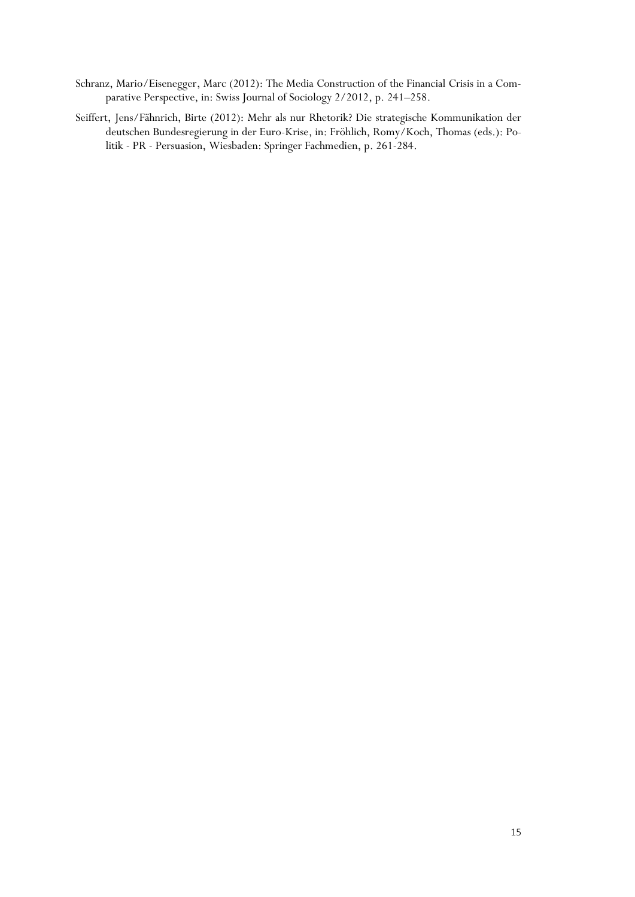Schranz, Mario/Eisenegger, Marc (2012): The Media Construction of the Financial Crisis in a Comparative Perspective, in: Swiss Journal of Sociology 2/2012, p. 241–258.

Seiffert, Jens/Fähnrich, Birte (2012): Mehr als nur Rhetorik? Die strategische Kommunikation der deutschen Bundesregierung in der Euro-Krise, in: Fröhlich, Romy/Koch, Thomas (eds.): Politik - PR - Persuasion, Wiesbaden: Springer Fachmedien, p. 261-284.